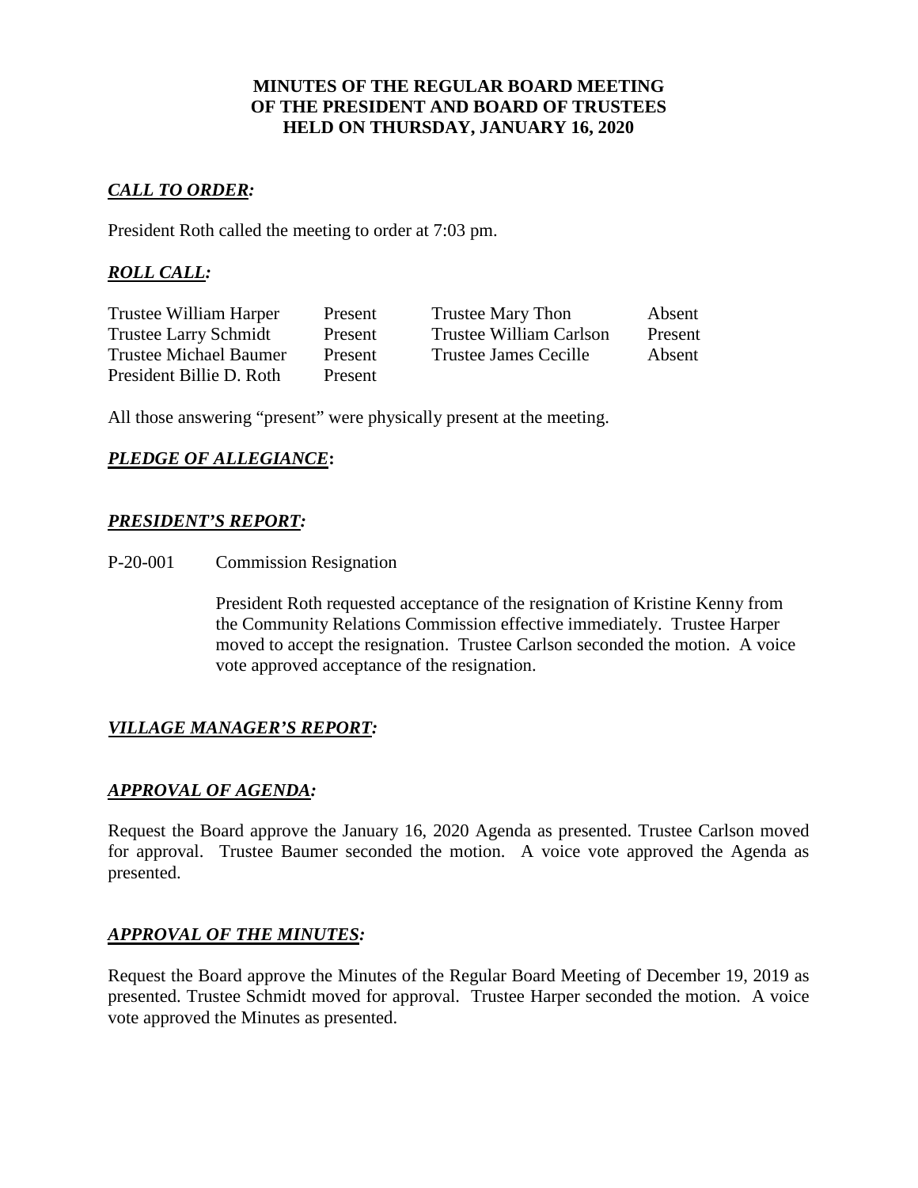**MINUTES OF THE REGULAR BOARD MEETING**
**OF THE PRESIDENT AND BOARD OF TRUSTEES**
**HELD ON THURSDAY, JANUARY 16, 2020**

## ***CALL TO ORDER:***

President Roth called the meeting to order at 7:03 pm.

## ***ROLL CALL:***

| | | | |
|---|---|---|---|
| Trustee William Harper | Present | Trustee Mary Thon | Absent |
| Trustee Larry Schmidt | Present | Trustee William Carlson | Present |
| Trustee Michael Baumer | Present | Trustee James Cecille | Absent |
| President Billie D. Roth | Present | | |

All those answering "present" were physically present at the meeting.

## ***PLEDGE OF ALLEGIANCE*:**

## ***PRESIDENT'S REPORT:***

P-20-001 Commission Resignation

President Roth requested acceptance of the resignation of Kristine Kenny from the Community Relations Commission effective immediately. Trustee Harper moved to accept the resignation. Trustee Carlson seconded the motion. A voice vote approved acceptance of the resignation.

## ***VILLAGE MANAGER'S REPORT:***

## ***APPROVAL OF AGENDA:***

Request the Board approve the January 16, 2020 Agenda as presented. Trustee Carlson moved for approval. Trustee Baumer seconded the motion. A voice vote approved the Agenda as presented.

## ***APPROVAL OF THE MINUTES:***

Request the Board approve the Minutes of the Regular Board Meeting of December 19, 2019 as presented. Trustee Schmidt moved for approval. Trustee Harper seconded the motion. A voice vote approved the Minutes as presented.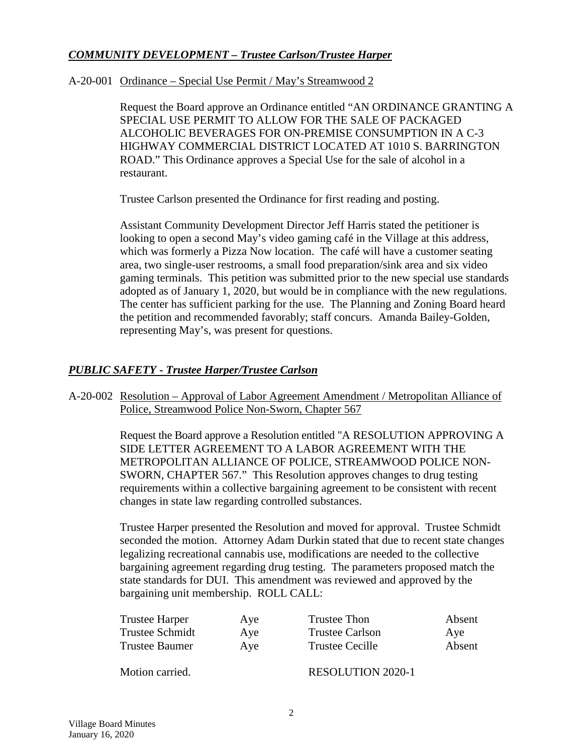## ***COMMUNITY DEVELOPMENT – Trustee Carlson/Trustee Harper***

A-20-001 Ordinance – Special Use Permit / May's Streamwood 2

Request the Board approve an Ordinance entitled "AN ORDINANCE GRANTING A SPECIAL USE PERMIT TO ALLOW FOR THE SALE OF PACKAGED ALCOHOLIC BEVERAGES FOR ON-PREMISE CONSUMPTION IN A C-3 HIGHWAY COMMERCIAL DISTRICT LOCATED AT 1010 S. BARRINGTON ROAD." This Ordinance approves a Special Use for the sale of alcohol in a restaurant.

Trustee Carlson presented the Ordinance for first reading and posting.

Assistant Community Development Director Jeff Harris stated the petitioner is looking to open a second May's video gaming café in the Village at this address, which was formerly a Pizza Now location. The café will have a customer seating area, two single-user restrooms, a small food preparation/sink area and six video gaming terminals. This petition was submitted prior to the new special use standards adopted as of January 1, 2020, but would be in compliance with the new regulations. The center has sufficient parking for the use. The Planning and Zoning Board heard the petition and recommended favorably; staff concurs. Amanda Bailey-Golden, representing May's, was present for questions.

## ***PUBLIC SAFETY - Trustee Harper/Trustee Carlson***

A-20-002 Resolution – Approval of Labor Agreement Amendment / Metropolitan Alliance of Police, Streamwood Police Non-Sworn, Chapter 567

Request the Board approve a Resolution entitled "A RESOLUTION APPROVING A SIDE LETTER AGREEMENT TO A LABOR AGREEMENT WITH THE METROPOLITAN ALLIANCE OF POLICE, STREAMWOOD POLICE NON-SWORN, CHAPTER 567." This Resolution approves changes to drug testing requirements within a collective bargaining agreement to be consistent with recent changes in state law regarding controlled substances.

Trustee Harper presented the Resolution and moved for approval. Trustee Schmidt seconded the motion. Attorney Adam Durkin stated that due to recent state changes legalizing recreational cannabis use, modifications are needed to the collective bargaining agreement regarding drug testing. The parameters proposed match the state standards for DUI. This amendment was reviewed and approved by the bargaining unit membership. ROLL CALL:

| | | | |
|---|---|---|---|
| Trustee Harper | Aye | Trustee Thon | Absent |
| Trustee Schmidt | Aye | Trustee Carlson | Aye |
| Trustee Baumer | Aye | Trustee Cecille | Absent |

Motion carried. RESOLUTION 2020-1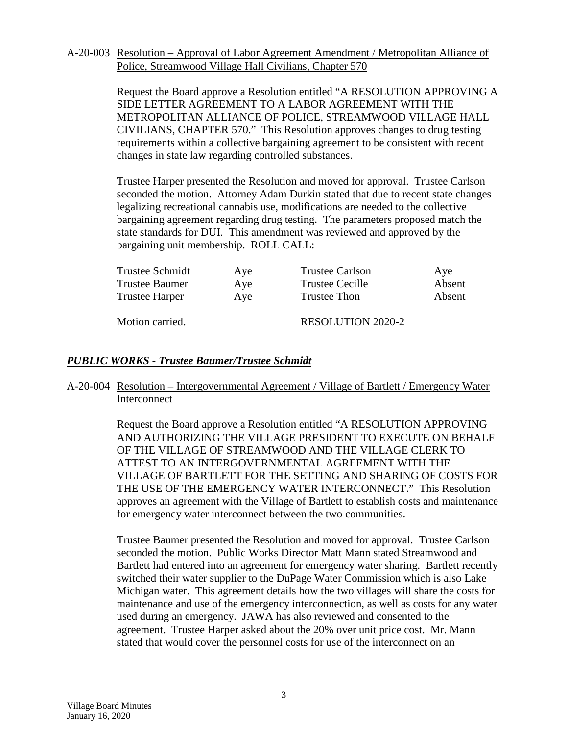A-20-003 Resolution – Approval of Labor Agreement Amendment / Metropolitan Alliance of Police, Streamwood Village Hall Civilians, Chapter 570

Request the Board approve a Resolution entitled "A RESOLUTION APPROVING A SIDE LETTER AGREEMENT TO A LABOR AGREEMENT WITH THE METROPOLITAN ALLIANCE OF POLICE, STREAMWOOD VILLAGE HALL CIVILIANS, CHAPTER 570." This Resolution approves changes to drug testing requirements within a collective bargaining agreement to be consistent with recent changes in state law regarding controlled substances.

Trustee Harper presented the Resolution and moved for approval. Trustee Carlson seconded the motion. Attorney Adam Durkin stated that due to recent state changes legalizing recreational cannabis use, modifications are needed to the collective bargaining agreement regarding drug testing. The parameters proposed match the state standards for DUI. This amendment was reviewed and approved by the bargaining unit membership. ROLL CALL:

| | | | |
|---|---|---|---|
| Trustee Schmidt | Aye | Trustee Carlson | Aye |
| Trustee Baumer | Aye | Trustee Cecille | Absent |
| Trustee Harper | Aye | Trustee Thon | Absent |

Motion carried. RESOLUTION 2020-2

## *PUBLIC WORKS - Trustee Baumer/Trustee Schmidt*

A-20-004 Resolution – Intergovernmental Agreement / Village of Bartlett / Emergency Water Interconnect

Request the Board approve a Resolution entitled "A RESOLUTION APPROVING AND AUTHORIZING THE VILLAGE PRESIDENT TO EXECUTE ON BEHALF OF THE VILLAGE OF STREAMWOOD AND THE VILLAGE CLERK TO ATTEST TO AN INTERGOVERNMENTAL AGREEMENT WITH THE VILLAGE OF BARTLETT FOR THE SETTING AND SHARING OF COSTS FOR THE USE OF THE EMERGENCY WATER INTERCONNECT." This Resolution approves an agreement with the Village of Bartlett to establish costs and maintenance for emergency water interconnect between the two communities.

Trustee Baumer presented the Resolution and moved for approval. Trustee Carlson seconded the motion. Public Works Director Matt Mann stated Streamwood and Bartlett had entered into an agreement for emergency water sharing. Bartlett recently switched their water supplier to the DuPage Water Commission which is also Lake Michigan water. This agreement details how the two villages will share the costs for maintenance and use of the emergency interconnection, as well as costs for any water used during an emergency. JAWA has also reviewed and consented to the agreement. Trustee Harper asked about the 20% over unit price cost. Mr. Mann stated that would cover the personnel costs for use of the interconnect on an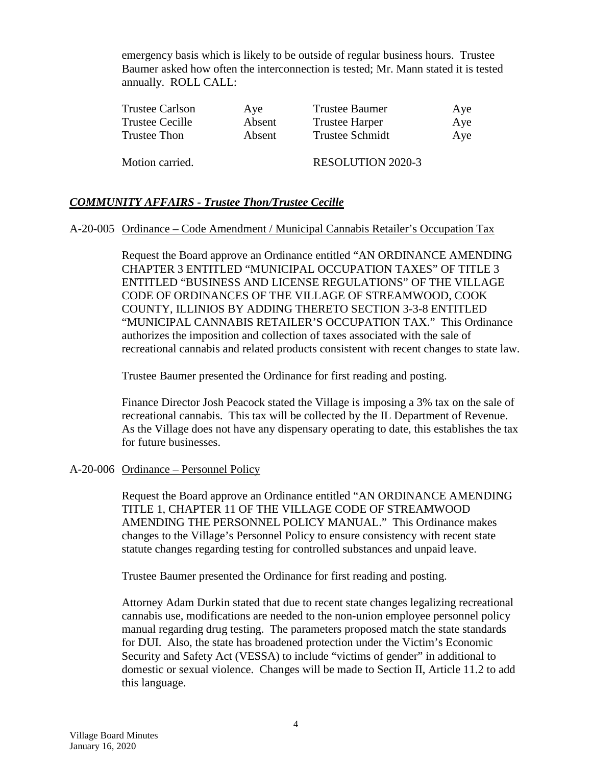emergency basis which is likely to be outside of regular business hours. Trustee Baumer asked how often the interconnection is tested; Mr. Mann stated it is tested annually. ROLL CALL:

| | | | |
|---|---|---|---|
| Trustee Carlson | Aye | Trustee Baumer | Aye |
| Trustee Cecille | Absent | Trustee Harper | Aye |
| Trustee Thon | Absent | Trustee Schmidt | Aye |

Motion carried. RESOLUTION 2020-3

## ***COMMUNITY AFFAIRS - Trustee Thon/Trustee Cecille***

A-20-005 Ordinance – Code Amendment / Municipal Cannabis Retailer's Occupation Tax

Request the Board approve an Ordinance entitled "AN ORDINANCE AMENDING CHAPTER 3 ENTITLED "MUNICIPAL OCCUPATION TAXES" OF TITLE 3 ENTITLED "BUSINESS AND LICENSE REGULATIONS" OF THE VILLAGE CODE OF ORDINANCES OF THE VILLAGE OF STREAMWOOD, COOK COUNTY, ILLINIOS BY ADDING THERETO SECTION 3-3-8 ENTITLED "MUNICIPAL CANNABIS RETAILER'S OCCUPATION TAX." This Ordinance authorizes the imposition and collection of taxes associated with the sale of recreational cannabis and related products consistent with recent changes to state law.

Trustee Baumer presented the Ordinance for first reading and posting.

Finance Director Josh Peacock stated the Village is imposing a 3% tax on the sale of recreational cannabis. This tax will be collected by the IL Department of Revenue. As the Village does not have any dispensary operating to date, this establishes the tax for future businesses.

A-20-006 Ordinance – Personnel Policy

Request the Board approve an Ordinance entitled "AN ORDINANCE AMENDING TITLE 1, CHAPTER 11 OF THE VILLAGE CODE OF STREAMWOOD AMENDING THE PERSONNEL POLICY MANUAL." This Ordinance makes changes to the Village's Personnel Policy to ensure consistency with recent state statute changes regarding testing for controlled substances and unpaid leave.

Trustee Baumer presented the Ordinance for first reading and posting.

Attorney Adam Durkin stated that due to recent state changes legalizing recreational cannabis use, modifications are needed to the non-union employee personnel policy manual regarding drug testing. The parameters proposed match the state standards for DUI. Also, the state has broadened protection under the Victim's Economic Security and Safety Act (VESSA) to include "victims of gender" in additional to domestic or sexual violence. Changes will be made to Section II, Article 11.2 to add this language.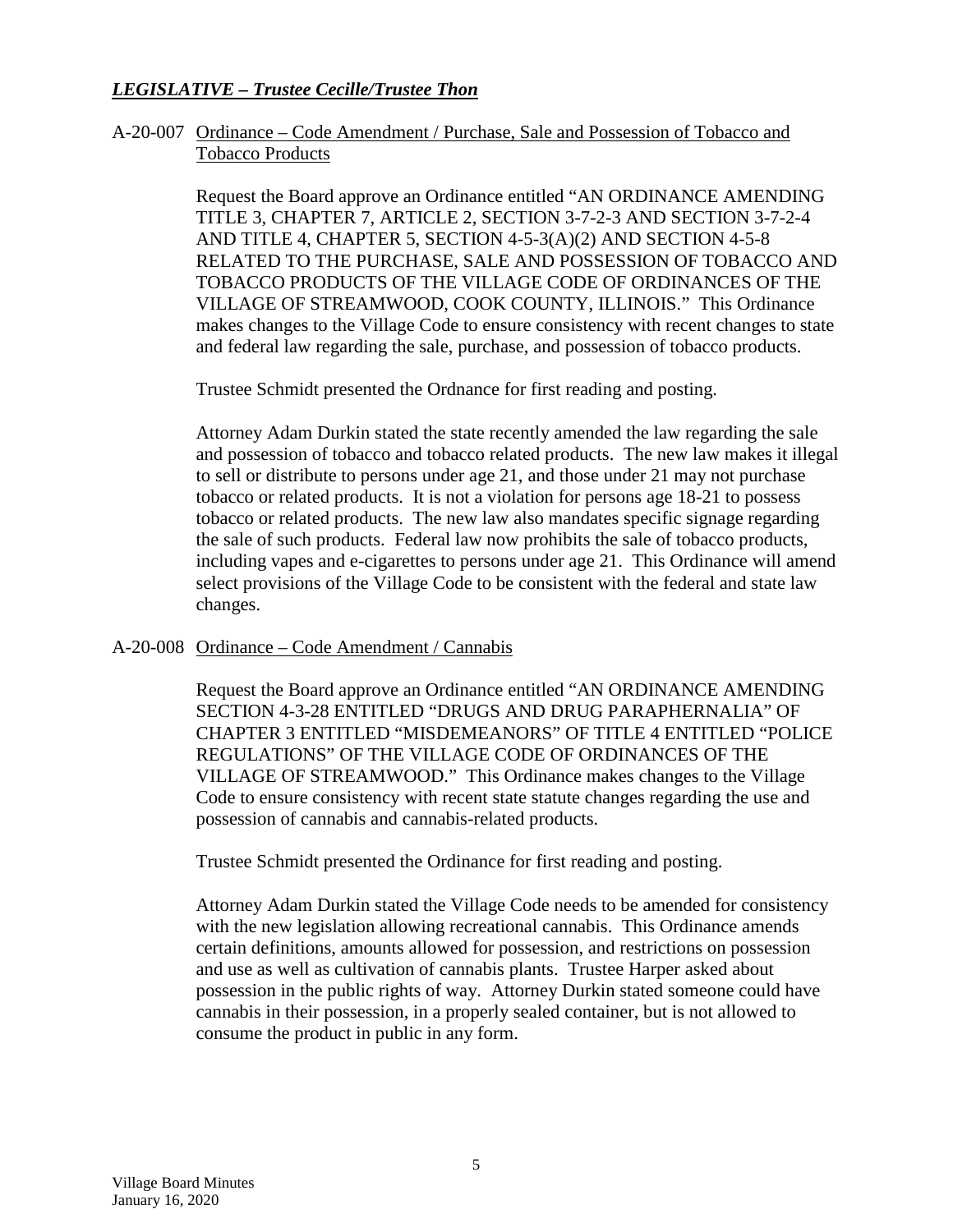***LEGISLATIVE – Trustee Cecille/Trustee Thon***

A-20-007 Ordinance – Code Amendment / Purchase, Sale and Possession of Tobacco and Tobacco Products

Request the Board approve an Ordinance entitled "AN ORDINANCE AMENDING TITLE 3, CHAPTER 7, ARTICLE 2, SECTION 3-7-2-3 AND SECTION 3-7-2-4 AND TITLE 4, CHAPTER 5, SECTION 4-5-3(A)(2) AND SECTION 4-5-8 RELATED TO THE PURCHASE, SALE AND POSSESSION OF TOBACCO AND TOBACCO PRODUCTS OF THE VILLAGE CODE OF ORDINANCES OF THE VILLAGE OF STREAMWOOD, COOK COUNTY, ILLINOIS." This Ordinance makes changes to the Village Code to ensure consistency with recent changes to state and federal law regarding the sale, purchase, and possession of tobacco products.

Trustee Schmidt presented the Ordnance for first reading and posting.

Attorney Adam Durkin stated the state recently amended the law regarding the sale and possession of tobacco and tobacco related products. The new law makes it illegal to sell or distribute to persons under age 21, and those under 21 may not purchase tobacco or related products. It is not a violation for persons age 18-21 to possess tobacco or related products. The new law also mandates specific signage regarding the sale of such products. Federal law now prohibits the sale of tobacco products, including vapes and e-cigarettes to persons under age 21. This Ordinance will amend select provisions of the Village Code to be consistent with the federal and state law changes.

A-20-008 Ordinance – Code Amendment / Cannabis

Request the Board approve an Ordinance entitled "AN ORDINANCE AMENDING SECTION 4-3-28 ENTITLED "DRUGS AND DRUG PARAPHERNALIA" OF CHAPTER 3 ENTITLED "MISDEMEANORS" OF TITLE 4 ENTITLED "POLICE REGULATIONS" OF THE VILLAGE CODE OF ORDINANCES OF THE VILLAGE OF STREAMWOOD." This Ordinance makes changes to the Village Code to ensure consistency with recent state statute changes regarding the use and possession of cannabis and cannabis-related products.

Trustee Schmidt presented the Ordinance for first reading and posting.

Attorney Adam Durkin stated the Village Code needs to be amended for consistency with the new legislation allowing recreational cannabis. This Ordinance amends certain definitions, amounts allowed for possession, and restrictions on possession and use as well as cultivation of cannabis plants. Trustee Harper asked about possession in the public rights of way. Attorney Durkin stated someone could have cannabis in their possession, in a properly sealed container, but is not allowed to consume the product in public in any form.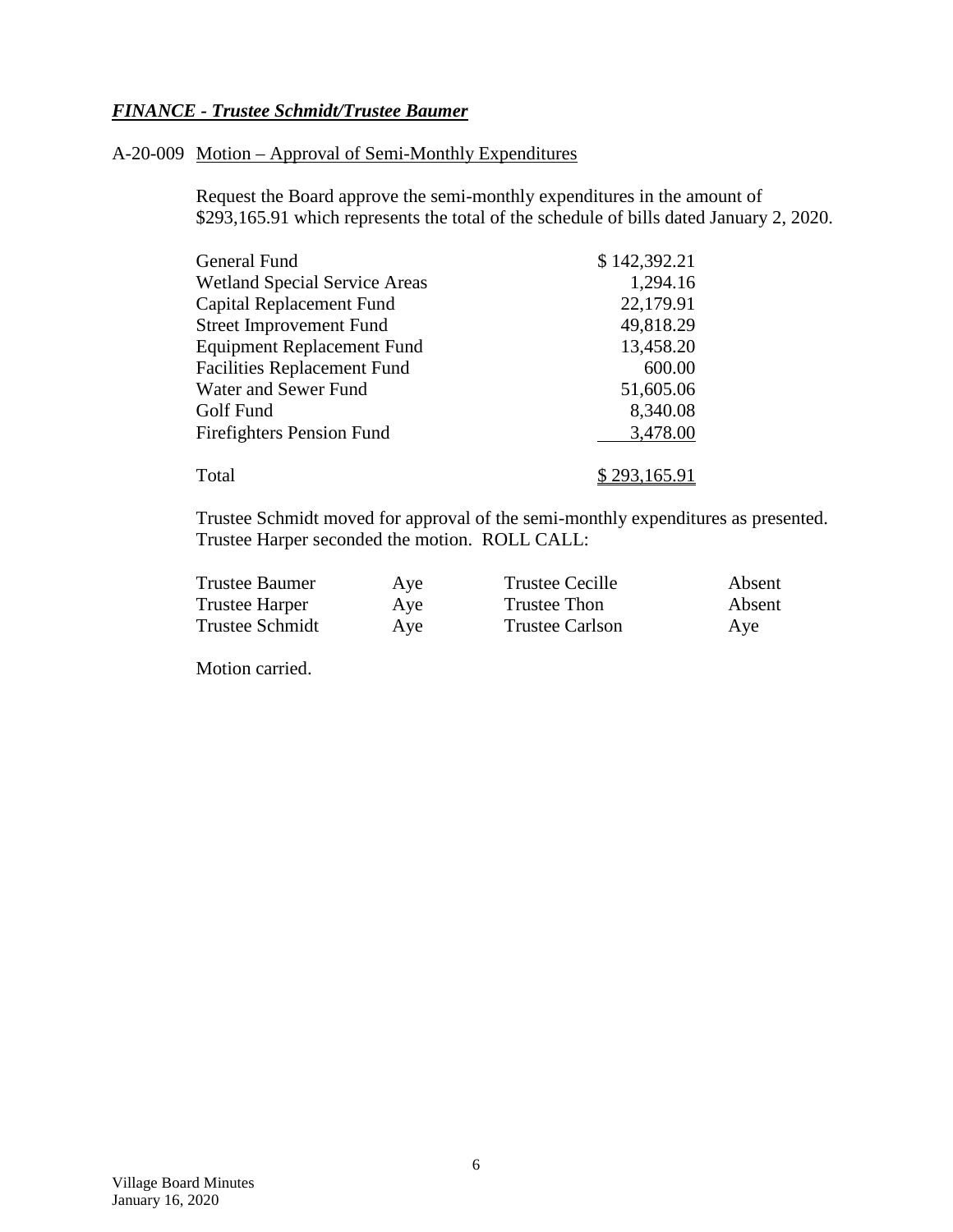***FINANCE - Trustee Schmidt/Trustee Baumer***

A-20-009 Motion – Approval of Semi-Monthly Expenditures

Request the Board approve the semi-monthly expenditures in the amount of \$293,165.91 which represents the total of the schedule of bills dated January 2, 2020.

| | |
|---|---|
| General Fund | \$ 142,392.21 |
| Wetland Special Service Areas | 1,294.16 |
| Capital Replacement Fund | 22,179.91 |
| Street Improvement Fund | 49,818.29 |
| Equipment Replacement Fund | 13,458.20 |
| Facilities Replacement Fund | 600.00 |
| Water and Sewer Fund | 51,605.06 |
| Golf Fund | 8,340.08 |
| Firefighters Pension Fund | 3,478.00 |
| Total | \$ 293,165.91 |

Trustee Schmidt moved for approval of the semi-monthly expenditures as presented. Trustee Harper seconded the motion. ROLL CALL:

| | | | |
|---|---|---|---|
| Trustee Baumer | Aye | Trustee Cecille | Absent |
| Trustee Harper | Aye | Trustee Thon | Absent |
| Trustee Schmidt | Aye | Trustee Carlson | Aye |

Motion carried.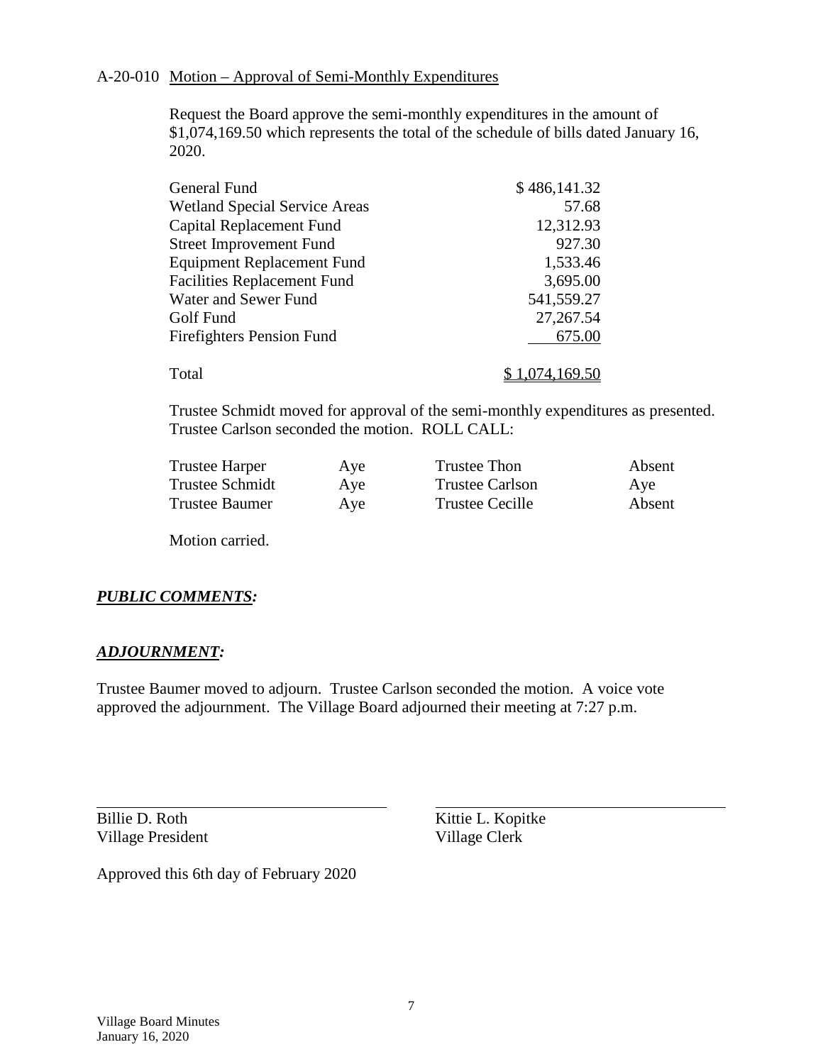A-20-010 Motion – Approval of Semi-Monthly Expenditures

Request the Board approve the semi-monthly expenditures in the amount of $1,074,169.50 which represents the total of the schedule of bills dated January 16, 2020.

| | |
|---|---|
| General Fund | $ 486,141.32 |
| Wetland Special Service Areas | 57.68 |
| Capital Replacement Fund | 12,312.93 |
| Street Improvement Fund | 927.30 |
| Equipment Replacement Fund | 1,533.46 |
| Facilities Replacement Fund | 3,695.00 |
| Water and Sewer Fund | 541,559.27 |
| Golf Fund | 27,267.54 |
| Firefighters Pension Fund | 675.00 |
| Total | $ 1,074,169.50 |

Trustee Schmidt moved for approval of the semi-monthly expenditures as presented. Trustee Carlson seconded the motion. ROLL CALL:

| | | | |
|---|---|---|---|
| Trustee Harper | Aye | Trustee Thon | Absent |
| Trustee Schmidt | Aye | Trustee Carlson | Aye |
| Trustee Baumer | Aye | Trustee Cecille | Absent |

Motion carried.

***PUBLIC COMMENTS:***

***ADJOURNMENT:***

Trustee Baumer moved to adjourn. Trustee Carlson seconded the motion. A voice vote approved the adjournment. The Village Board adjourned their meeting at 7:27 p.m.

Billie D. Roth
Village President

Kittie L. Kopitke
Village Clerk

Approved this 6th day of February 2020